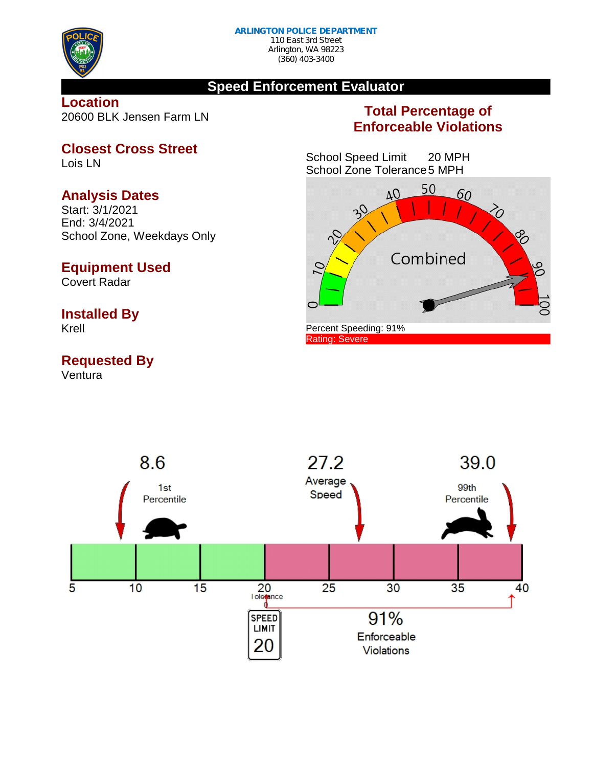**ARLINGTON POLICE DEPARTMENT**
110 East 3rd Street
Arlington, WA 98223
(360) 403-3400

# Speed Enforcement Evaluator

## Location
20600 BLK Jensen Farm LN

## Closest Cross Street
Lois LN

## Analysis Dates
Start: 3/1/2021
End: 3/4/2021
School Zone, Weekdays Only

## Equipment Used
Covert Radar

## Installed By
Krell

## Requested By
Ventura

## Total Percentage of Enforceable Violations

School Speed Limit 20 MPH
School Zone Tolerance 5 MPH

Combined

Percent Speeding: 91%
Rating: Severe

8.6 — 1st Percentile

27.2 — Average Speed

39.0 — 99th Percentile

Tolerance 0

SPEED LIMIT 20

91% Enforceable Violations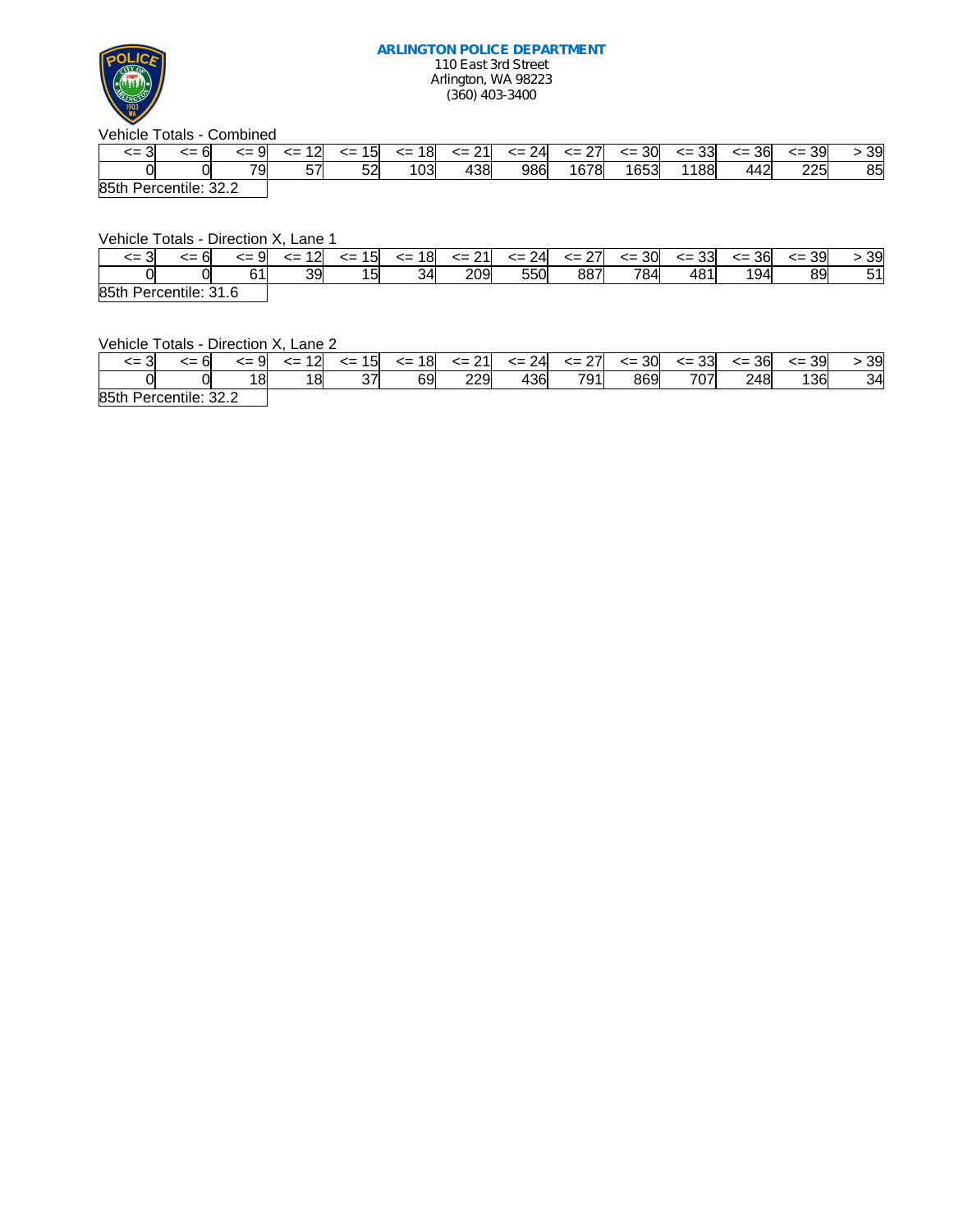**ARLINGTON POLICE DEPARTMENT**
110 East 3rd Street
Arlington, WA 98223
(360) 403-3400

Vehicle Totals - Combined

| <= 3 | <= 6 | <= 9 | <= 12 | <= 15 | <= 18 | <= 21 | <= 24 | <= 27 | <= 30 | <= 33 | <= 36 | <= 39 | > 39 |
|---|---|---|---|---|---|---|---|---|---|---|---|---|---|
| 0 | 0 | 79 | 57 | 52 | 103 | 438 | 986 | 1678 | 1653 | 1188 | 442 | 225 | 85 |

85th Percentile: 32.2

Vehicle Totals - Direction X, Lane 1

| <= 3 | <= 6 | <= 9 | <= 12 | <= 15 | <= 18 | <= 21 | <= 24 | <= 27 | <= 30 | <= 33 | <= 36 | <= 39 | > 39 |
|---|---|---|---|---|---|---|---|---|---|---|---|---|---|
| 0 | 0 | 61 | 39 | 15 | 34 | 209 | 550 | 887 | 784 | 481 | 194 | 89 | 51 |

85th Percentile: 31.6

Vehicle Totals - Direction X, Lane 2

| <= 3 | <= 6 | <= 9 | <= 12 | <= 15 | <= 18 | <= 21 | <= 24 | <= 27 | <= 30 | <= 33 | <= 36 | <= 39 | > 39 |
|---|---|---|---|---|---|---|---|---|---|---|---|---|---|
| 0 | 0 | 18 | 18 | 37 | 69 | 229 | 436 | 791 | 869 | 707 | 248 | 136 | 34 |

85th Percentile: 32.2